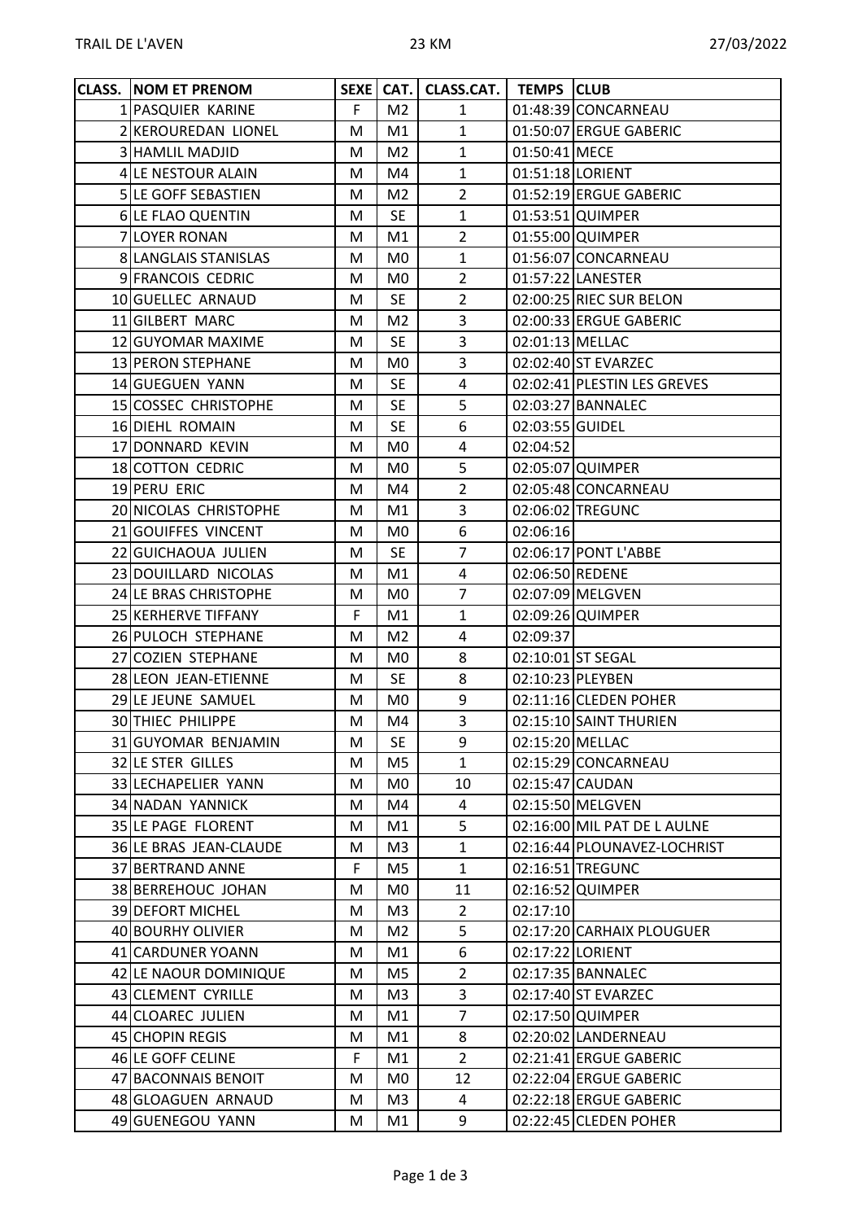| CLASS. | NOM ET PRENOM | SEXE | CAT. | CLASS.CAT. | TEMPS | CLUB |
|---|---|---|---|---|---|---|
| 1 | PASQUIER KARINE | F | M2 | 1 | 01:48:39 | CONCARNEAU |
| 2 | KEROUREDAN LIONEL | M | M1 | 1 | 01:50:07 | ERGUE GABERIC |
| 3 | HAMLIL MADJID | M | M2 | 1 | 01:50:41 | MECE |
| 4 | LE NESTOUR ALAIN | M | M4 | 1 | 01:51:18 | LORIENT |
| 5 | LE GOFF SEBASTIEN | M | M2 | 2 | 01:52:19 | ERGUE GABERIC |
| 6 | LE FLAO QUENTIN | M | SE | 1 | 01:53:51 | QUIMPER |
| 7 | LOYER RONAN | M | M1 | 2 | 01:55:00 | QUIMPER |
| 8 | LANGLAIS STANISLAS | M | M0 | 1 | 01:56:07 | CONCARNEAU |
| 9 | FRANCOIS CEDRIC | M | M0 | 2 | 01:57:22 | LANESTER |
| 10 | GUELLEC ARNAUD | M | SE | 2 | 02:00:25 | RIEC SUR BELON |
| 11 | GILBERT MARC | M | M2 | 3 | 02:00:33 | ERGUE GABERIC |
| 12 | GUYOMAR MAXIME | M | SE | 3 | 02:01:13 | MELLAC |
| 13 | PERON STEPHANE | M | M0 | 3 | 02:02:40 | ST EVARZEC |
| 14 | GUEGUEN YANN | M | SE | 4 | 02:02:41 | PLESTIN LES GREVES |
| 15 | COSSEC CHRISTOPHE | M | SE | 5 | 02:03:27 | BANNALEC |
| 16 | DIEHL ROMAIN | M | SE | 6 | 02:03:55 | GUIDEL |
| 17 | DONNARD KEVIN | M | M0 | 4 | 02:04:52 | |
| 18 | COTTON CEDRIC | M | M0 | 5 | 02:05:07 | QUIMPER |
| 19 | PERU ERIC | M | M4 | 2 | 02:05:48 | CONCARNEAU |
| 20 | NICOLAS CHRISTOPHE | M | M1 | 3 | 02:06:02 | TREGUNC |
| 21 | GOUIFFES VINCENT | M | M0 | 6 | 02:06:16 | |
| 22 | GUICHAOUA JULIEN | M | SE | 7 | 02:06:17 | PONT L'ABBE |
| 23 | DOUILLARD NICOLAS | M | M1 | 4 | 02:06:50 | REDENE |
| 24 | LE BRAS CHRISTOPHE | M | M0 | 7 | 02:07:09 | MELGVEN |
| 25 | KERHERVE TIFFANY | F | M1 | 1 | 02:09:26 | QUIMPER |
| 26 | PULOCH STEPHANE | M | M2 | 4 | 02:09:37 | |
| 27 | COZIEN STEPHANE | M | M0 | 8 | 02:10:01 | ST SEGAL |
| 28 | LEON JEAN-ETIENNE | M | SE | 8 | 02:10:23 | PLEYBEN |
| 29 | LE JEUNE SAMUEL | M | M0 | 9 | 02:11:16 | CLEDEN POHER |
| 30 | THIEC PHILIPPE | M | M4 | 3 | 02:15:10 | SAINT THURIEN |
| 31 | GUYOMAR BENJAMIN | M | SE | 9 | 02:15:20 | MELLAC |
| 32 | LE STER GILLES | M | M5 | 1 | 02:15:29 | CONCARNEAU |
| 33 | LECHAPELIER YANN | M | M0 | 10 | 02:15:47 | CAUDAN |
| 34 | NADAN YANNICK | M | M4 | 4 | 02:15:50 | MELGVEN |
| 35 | LE PAGE FLORENT | M | M1 | 5 | 02:16:00 | MIL PAT DE L AULNE |
| 36 | LE BRAS JEAN-CLAUDE | M | M3 | 1 | 02:16:44 | PLOUNAVEZ-LOCHRIST |
| 37 | BERTRAND ANNE | F | M5 | 1 | 02:16:51 | TREGUNC |
| 38 | BERREHOUC JOHAN | M | M0 | 11 | 02:16:52 | QUIMPER |
| 39 | DEFORT MICHEL | M | M3 | 2 | 02:17:10 | |
| 40 | BOURHY OLIVIER | M | M2 | 5 | 02:17:20 | CARHAIX PLOUGUER |
| 41 | CARDUNER YOANN | M | M1 | 6 | 02:17:22 | LORIENT |
| 42 | LE NAOUR DOMINIQUE | M | M5 | 2 | 02:17:35 | BANNALEC |
| 43 | CLEMENT CYRILLE | M | M3 | 3 | 02:17:40 | ST EVARZEC |
| 44 | CLOAREC JULIEN | M | M1 | 7 | 02:17:50 | QUIMPER |
| 45 | CHOPIN REGIS | M | M1 | 8 | 02:20:02 | LANDERNEAU |
| 46 | LE GOFF CELINE | F | M1 | 2 | 02:21:41 | ERGUE GABERIC |
| 47 | BACONNAIS BENOIT | M | M0 | 12 | 02:22:04 | ERGUE GABERIC |
| 48 | GLOAGUEN ARNAUD | M | M3 | 4 | 02:22:18 | ERGUE GABERIC |
| 49 | GUENEGOU YANN | M | M1 | 9 | 02:22:45 | CLEDEN POHER |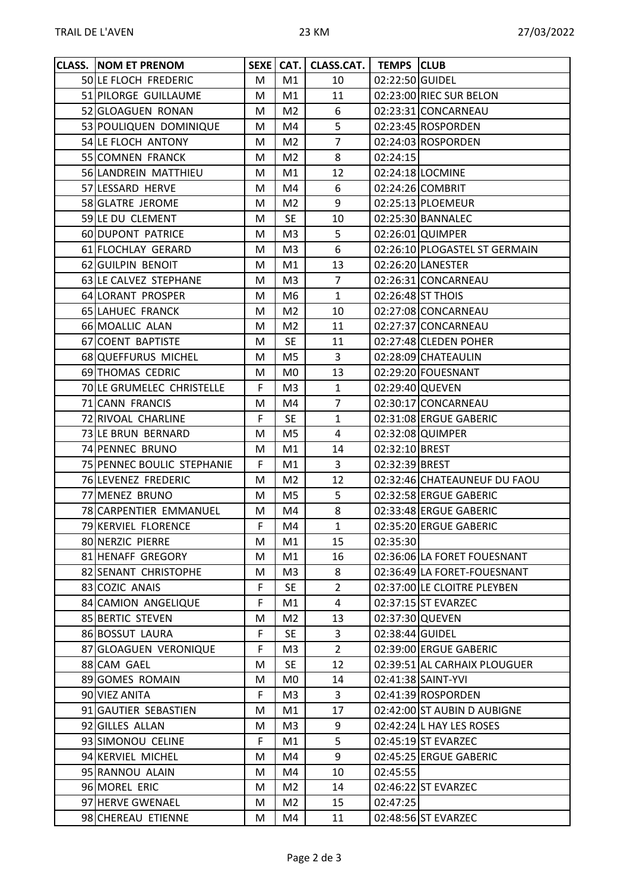| CLASS. | NOM ET PRENOM | SEXE | CAT. | CLASS.CAT. | TEMPS | CLUB |
|---|---|---|---|---|---|---|
| 50 | LE FLOCH FREDERIC | M | M1 | 10 | 02:22:50 | GUIDEL |
| 51 | PILORGE GUILLAUME | M | M1 | 11 | 02:23:00 | RIEC SUR BELON |
| 52 | GLOAGUEN RONAN | M | M2 | 6 | 02:23:31 | CONCARNEAU |
| 53 | POULIQUEN DOMINIQUE | M | M4 | 5 | 02:23:45 | ROSPORDEN |
| 54 | LE FLOCH ANTONY | M | M2 | 7 | 02:24:03 | ROSPORDEN |
| 55 | COMNEN FRANCK | M | M2 | 8 | 02:24:15 | |
| 56 | LANDREIN MATTHIEU | M | M1 | 12 | 02:24:18 | LOCMINE |
| 57 | LESSARD HERVE | M | M4 | 6 | 02:24:26 | COMBRIT |
| 58 | GLATRE JEROME | M | M2 | 9 | 02:25:13 | PLOEMEUR |
| 59 | LE DU CLEMENT | M | SE | 10 | 02:25:30 | BANNALEC |
| 60 | DUPONT PATRICE | M | M3 | 5 | 02:26:01 | QUIMPER |
| 61 | FLOCHLAY GERARD | M | M3 | 6 | 02:26:10 | PLOGASTEL ST GERMAIN |
| 62 | GUILPIN BENOIT | M | M1 | 13 | 02:26:20 | LANESTER |
| 63 | LE CALVEZ STEPHANE | M | M3 | 7 | 02:26:31 | CONCARNEAU |
| 64 | LORANT PROSPER | M | M6 | 1 | 02:26:48 | ST THOIS |
| 65 | LAHUEC FRANCK | M | M2 | 10 | 02:27:08 | CONCARNEAU |
| 66 | MOALLIC ALAN | M | M2 | 11 | 02:27:37 | CONCARNEAU |
| 67 | COENT BAPTISTE | M | SE | 11 | 02:27:48 | CLEDEN POHER |
| 68 | QUEFFURUS MICHEL | M | M5 | 3 | 02:28:09 | CHATEAULIN |
| 69 | THOMAS CEDRIC | M | M0 | 13 | 02:29:20 | FOUESNANT |
| 70 | LE GRUMELEC CHRISTELLE | F | M3 | 1 | 02:29:40 | QUEVEN |
| 71 | CANN FRANCIS | M | M4 | 7 | 02:30:17 | CONCARNEAU |
| 72 | RIVOAL CHARLINE | F | SE | 1 | 02:31:08 | ERGUE GABERIC |
| 73 | LE BRUN BERNARD | M | M5 | 4 | 02:32:08 | QUIMPER |
| 74 | PENNEC BRUNO | M | M1 | 14 | 02:32:10 | BREST |
| 75 | PENNEC BOULIC STEPHANIE | F | M1 | 3 | 02:32:39 | BREST |
| 76 | LEVENEZ FREDERIC | M | M2 | 12 | 02:32:46 | CHATEAUNEUF DU FAOU |
| 77 | MENEZ BRUNO | M | M5 | 5 | 02:32:58 | ERGUE GABERIC |
| 78 | CARPENTIER EMMANUEL | M | M4 | 8 | 02:33:48 | ERGUE GABERIC |
| 79 | KERVIEL FLORENCE | F | M4 | 1 | 02:35:20 | ERGUE GABERIC |
| 80 | NERZIC PIERRE | M | M1 | 15 | 02:35:30 | |
| 81 | HENAFF GREGORY | M | M1 | 16 | 02:36:06 | LA FORET FOUESNANT |
| 82 | SENANT CHRISTOPHE | M | M3 | 8 | 02:36:49 | LA FORET-FOUESNANT |
| 83 | COZIC ANAIS | F | SE | 2 | 02:37:00 | LE CLOITRE PLEYBEN |
| 84 | CAMION ANGELIQUE | F | M1 | 4 | 02:37:15 | ST EVARZEC |
| 85 | BERTIC STEVEN | M | M2 | 13 | 02:37:30 | QUEVEN |
| 86 | BOSSUT LAURA | F | SE | 3 | 02:38:44 | GUIDEL |
| 87 | GLOAGUEN VERONIQUE | F | M3 | 2 | 02:39:00 | ERGUE GABERIC |
| 88 | CAM GAEL | M | SE | 12 | 02:39:51 | AL CARHAIX PLOUGUER |
| 89 | GOMES ROMAIN | M | M0 | 14 | 02:41:38 | SAINT-YVI |
| 90 | VIEZ ANITA | F | M3 | 3 | 02:41:39 | ROSPORDEN |
| 91 | GAUTIER SEBASTIEN | M | M1 | 17 | 02:42:00 | ST AUBIN D AUBIGNE |
| 92 | GILLES ALLAN | M | M3 | 9 | 02:42:24 | L HAY LES ROSES |
| 93 | SIMONOU CELINE | F | M1 | 5 | 02:45:19 | ST EVARZEC |
| 94 | KERVIEL MICHEL | M | M4 | 9 | 02:45:25 | ERGUE GABERIC |
| 95 | RANNOU ALAIN | M | M4 | 10 | 02:45:55 | |
| 96 | MOREL ERIC | M | M2 | 14 | 02:46:22 | ST EVARZEC |
| 97 | HERVE GWENAEL | M | M2 | 15 | 02:47:25 | |
| 98 | CHEREAU ETIENNE | M | M4 | 11 | 02:48:56 | ST EVARZEC |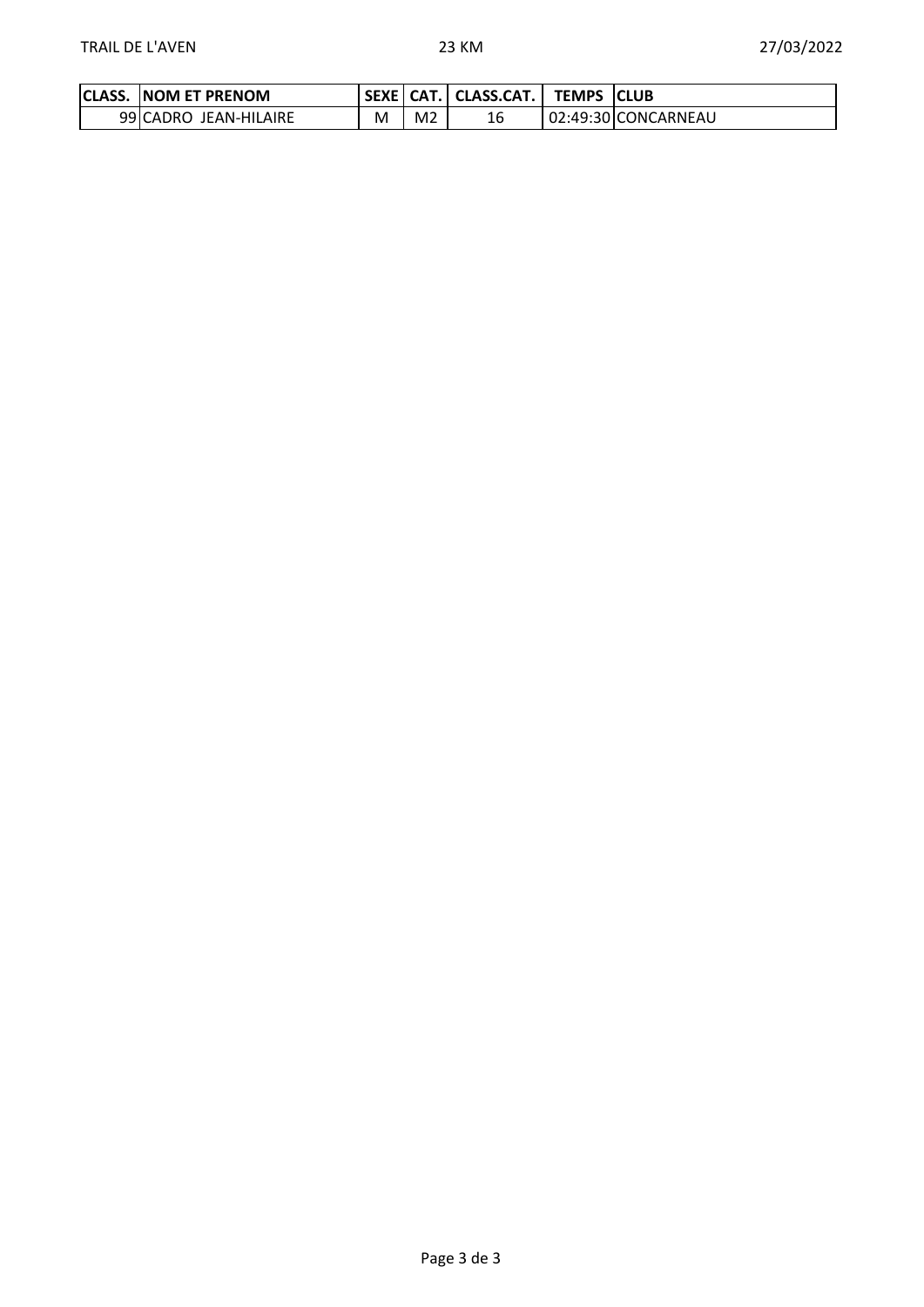| CLASS. | NOM ET PRENOM | SEXE | CAT. | CLASS.CAT. | TEMPS | CLUB |
|---|---|---|---|---|---|---|
| 99 | CADRO JEAN-HILAIRE | M | M2 | 16 | 02:49:30 | CONCARNEAU |